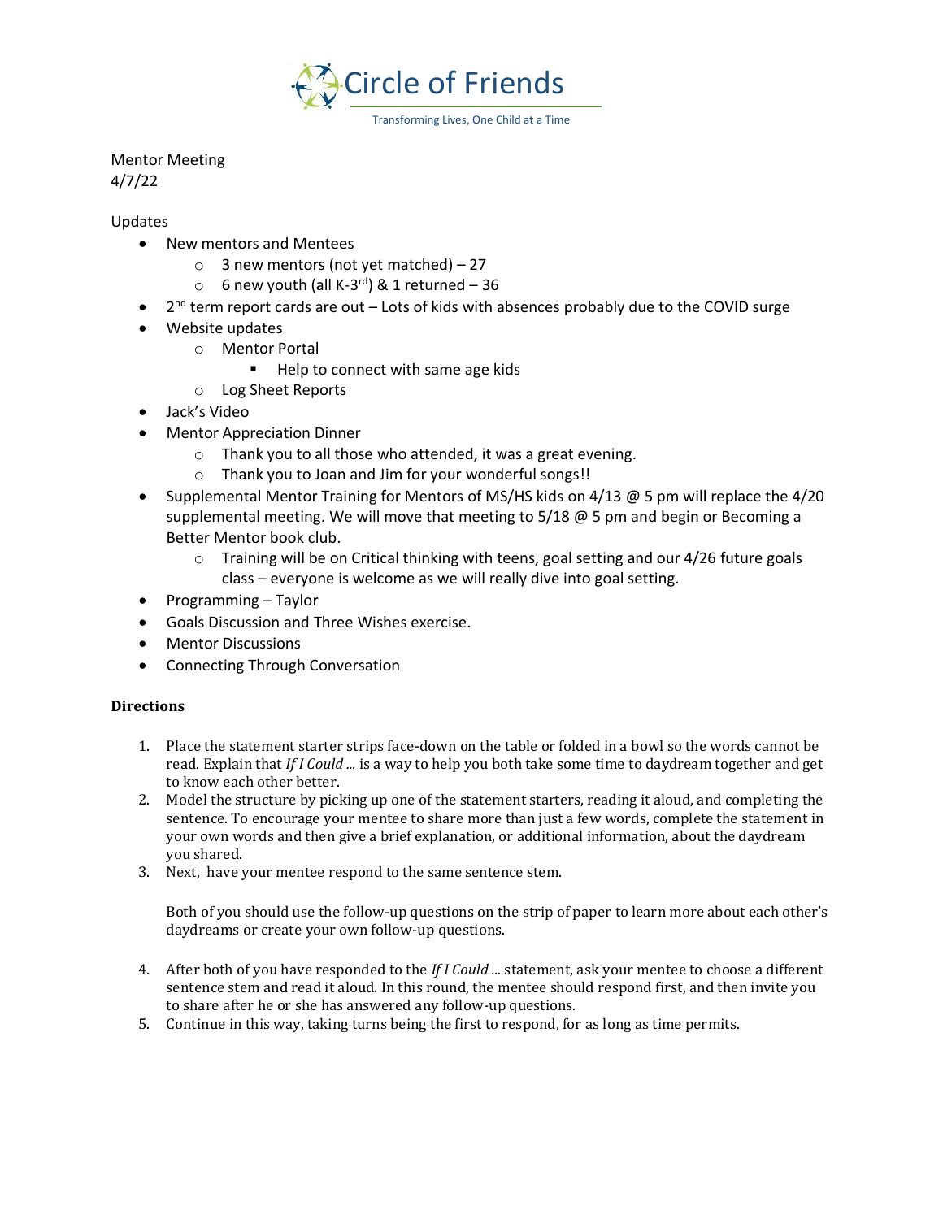Circle of Friends

Transforming Lives, One Child at a Time

Mentor Meeting
4/7/22

Updates

- New mentors and Mentees
  - 3 new mentors (not yet matched) – 27
  - 6 new youth (all K-3rd) & 1 returned – 36
- 2nd term report cards are out – Lots of kids with absences probably due to the COVID surge
- Website updates
  - Mentor Portal
    - Help to connect with same age kids
  - Log Sheet Reports
- Jack's Video
- Mentor Appreciation Dinner
  - Thank you to all those who attended, it was a great evening.
  - Thank you to Joan and Jim for your wonderful songs!!
- Supplemental Mentor Training for Mentors of MS/HS kids on 4/13 @ 5 pm will replace the 4/20 supplemental meeting. We will move that meeting to 5/18 @ 5 pm and begin or Becoming a Better Mentor book club.
  - Training will be on Critical thinking with teens, goal setting and our 4/26 future goals class – everyone is welcome as we will really dive into goal setting.
- Programming – Taylor
- Goals Discussion and Three Wishes exercise.
- Mentor Discussions
- Connecting Through Conversation

**Directions**

1. Place the statement starter strips face-down on the table or folded in a bowl so the words cannot be read. Explain that *If I Could ...* is a way to help you both take some time to daydream together and get to know each other better.
2. Model the structure by picking up one of the statement starters, reading it aloud, and completing the sentence. To encourage your mentee to share more than just a few words, complete the statement in your own words and then give a brief explanation, or additional information, about the daydream you shared.
3. Next, have your mentee respond to the same sentence stem.

   Both of you should use the follow-up questions on the strip of paper to learn more about each other's daydreams or create your own follow-up questions.

4. After both of you have responded to the *If I Could ...* statement, ask your mentee to choose a different sentence stem and read it aloud. In this round, the mentee should respond first, and then invite you to share after he or she has answered any follow-up questions.
5. Continue in this way, taking turns being the first to respond, for as long as time permits.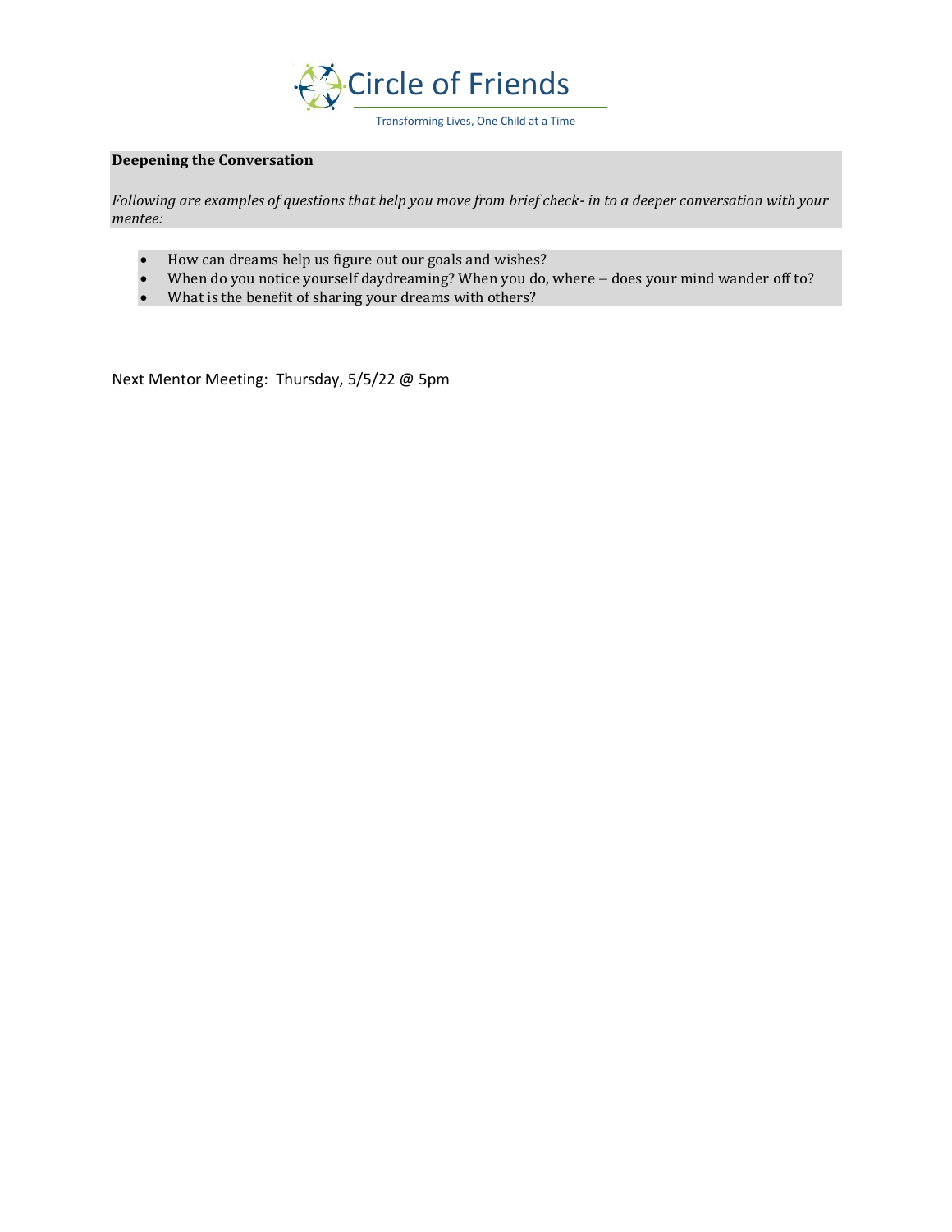Circle of Friends

Transforming Lives, One Child at a Time

**Deepening the Conversation**

*Following are examples of questions that help you move from brief check- in to a deeper conversation with your mentee:*

- How can dreams help us figure out our goals and wishes?
- When do you notice yourself daydreaming? When you do, where – does your mind wander off to?
- What is the benefit of sharing your dreams with others?

Next Mentor Meeting: Thursday, 5/5/22 @ 5pm